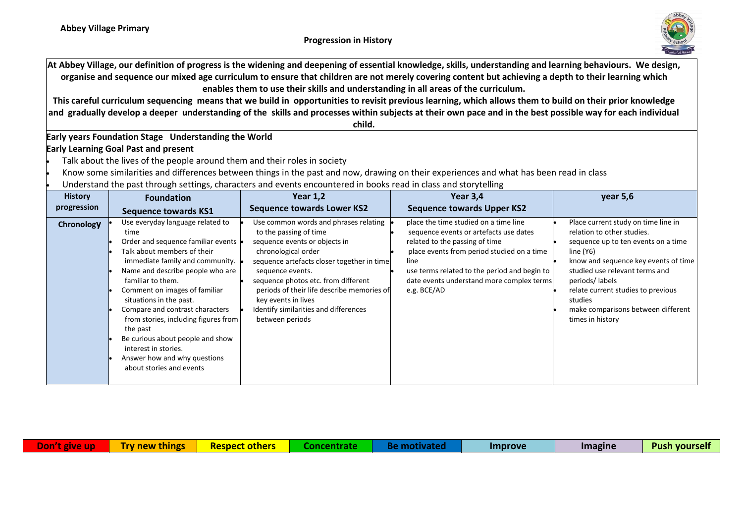**Abbey Village Primary**

## Progression in History

**At Abbey Village, our definition of progress is the widening and deepening of essential knowledge, skills, understanding and learning behaviours. We design, organise and sequence our mixed age curriculum to ensure that children are not merely covering content but achieving a depth to their learning which enables them to use their skills and understanding in all areas of the curriculum.**

**This careful curriculum sequencing means that we build in opportunities to revisit previous learning, which allows them to build on their prior knowledge and gradually develop a deeper understanding of the skills and processes within subjects at their own pace and in the best possible way for each individual child.**

**Early years Foundation Stage Understanding the World**

**Early Learning Goal Past and present**

- Talk about the lives of the people around them and their roles in society
- Know some similarities and differences between things in the past and now, drawing on their experiences and what has been read in class
- Understand the past through settings, characters and events encountered in books read in class and storytelling

| History progression | Foundation<br>Sequence towards KS1 | Year 1,2<br>Sequence towards Lower KS2 | Year 3,4<br>Sequence towards Upper KS2 | year 5,6 |
|---|---|---|---|---|
| **Chronology** | • Use everyday language related to time<br>• Order and sequence familiar events<br>• Talk about members of their immediate family and community.<br>• Name and describe people who are familiar to them.<br>• Comment on images of familiar situations in the past.<br>• Compare and contrast characters from stories, including figures from the past<br>• Be curious about people and show interest in stories.<br>• Answer how and why questions about stories and events | • Use common words and phrases relating to the passing of time<br>• sequence events or objects in chronological order<br>• sequence artefacts closer together in time sequence events.<br>• sequence photos etc. from different periods of their life describe memories of key events in lives<br>• Identify similarities and differences between periods | • place the time studied on a time line sequence events or artefacts use dates related to the passing of time<br>• place events from period studied on a time line<br>• use terms related to the period and begin to date events understand more complex terms e.g. BCE/AD | • Place current study on time line in relation to other studies.<br>• sequence up to ten events on a time line (Y6)<br>• know and sequence key events of time studied use relevant terms and periods/ labels<br>• relate current studies to previous studies<br>• make comparisons between different times in history |

| Don't give up | Try new things | Respect others | Concentrate | Be motivated | Improve | Imagine | Push yourself |
|---|---|---|---|---|---|---|---|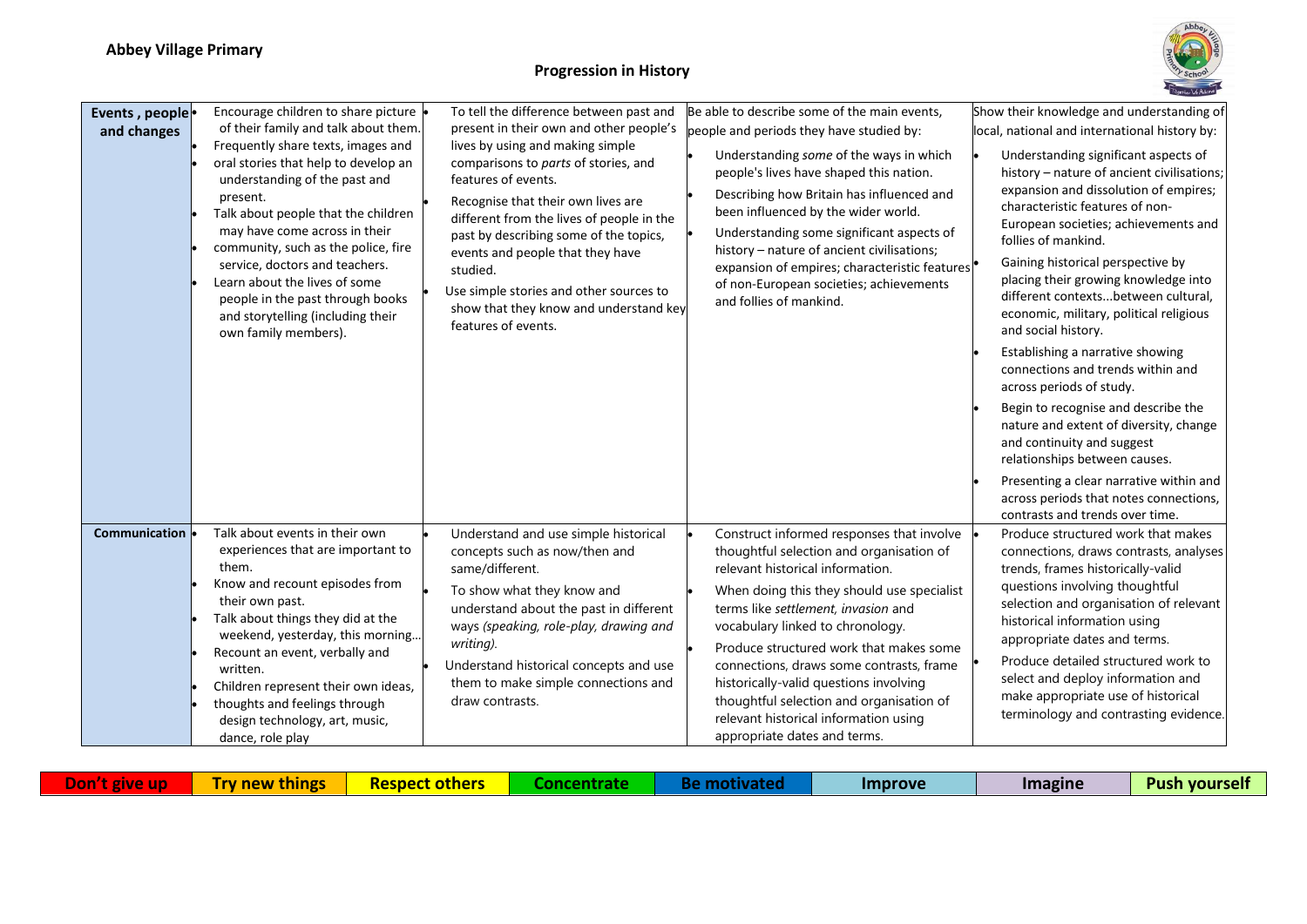**Abbey Village Primary**

## Progression in History

| | | | | |
|---|---|---|---|---|
| **Events , people and changes** | • Encourage children to share picture of their family and talk about them.<br>• Frequently share texts, images and oral stories that help to develop an understanding of the past and present.<br>• Talk about people that the children may have come across in their community, such as the police, fire service, doctors and teachers.<br>• Learn about the lives of some people in the past through books and storytelling (including their own family members). | • To tell the difference between past and present in their own and other people's lives by using and making simple comparisons to *parts* of stories, and features of events.<br>• Recognise that their own lives are different from the lives of people in the past by describing some of the topics, events and people that they have studied.<br>• Use simple stories and other sources to show that they know and understand key features of events. | Be able to describe some of the main events, people and periods they have studied by:<br>• Understanding *some* of the ways in which people's lives have shaped this nation.<br>• Describing how Britain has influenced and been influenced by the wider world.<br>• Understanding some significant aspects of history – nature of ancient civilisations; expansion of empires; characteristic features of non-European societies; achievements and follies of mankind. | Show their knowledge and understanding of local, national and international history by:<br>• Understanding significant aspects of history – nature of ancient civilisations; expansion and dissolution of empires; characteristic features of non-European societies; achievements and follies of mankind.<br>• Gaining historical perspective by placing their growing knowledge into different contexts...between cultural, economic, military, political religious and social history.<br>• Establishing a narrative showing connections and trends within and across periods of study.<br>• Begin to recognise and describe the nature and extent of diversity, change and continuity and suggest relationships between causes.<br>• Presenting a clear narrative within and across periods that notes connections, contrasts and trends over time. |
| **Communication** | • Talk about events in their own experiences that are important to them.<br>• Know and recount episodes from their own past.<br>• Talk about things they did at the weekend, yesterday, this morning...<br>• Recount an event, verbally and written.<br>• Children represent their own ideas, thoughts and feelings through design technology, art, music, dance, role play | • Understand and use simple historical concepts such as now/then and same/different.<br>• To show what they know and understand about the past in different ways *(speaking, role-play, drawing and writing).*<br>• Understand historical concepts and use them to make simple connections and draw contrasts. | • Construct informed responses that involve thoughtful selection and organisation of relevant historical information.<br>• When doing this they should use specialist terms like *settlement, invasion* and vocabulary linked to chronology.<br>• Produce structured work that makes some connections, draws some contrasts, frame historically-valid questions involving thoughtful selection and organisation of relevant historical information using appropriate dates and terms. | • Produce structured work that makes connections, draws contrasts, analyses trends, frames historically-valid questions involving thoughtful selection and organisation of relevant historical information using appropriate dates and terms.<br>• Produce detailed structured work to select and deploy information and make appropriate use of historical terminology and contrasting evidence. |

| | | | | | | | |
|---|---|---|---|---|---|---|---|
| Don't give up | Try new things | Respect others | Concentrate | Be motivated | Improve | Imagine | Push yourself |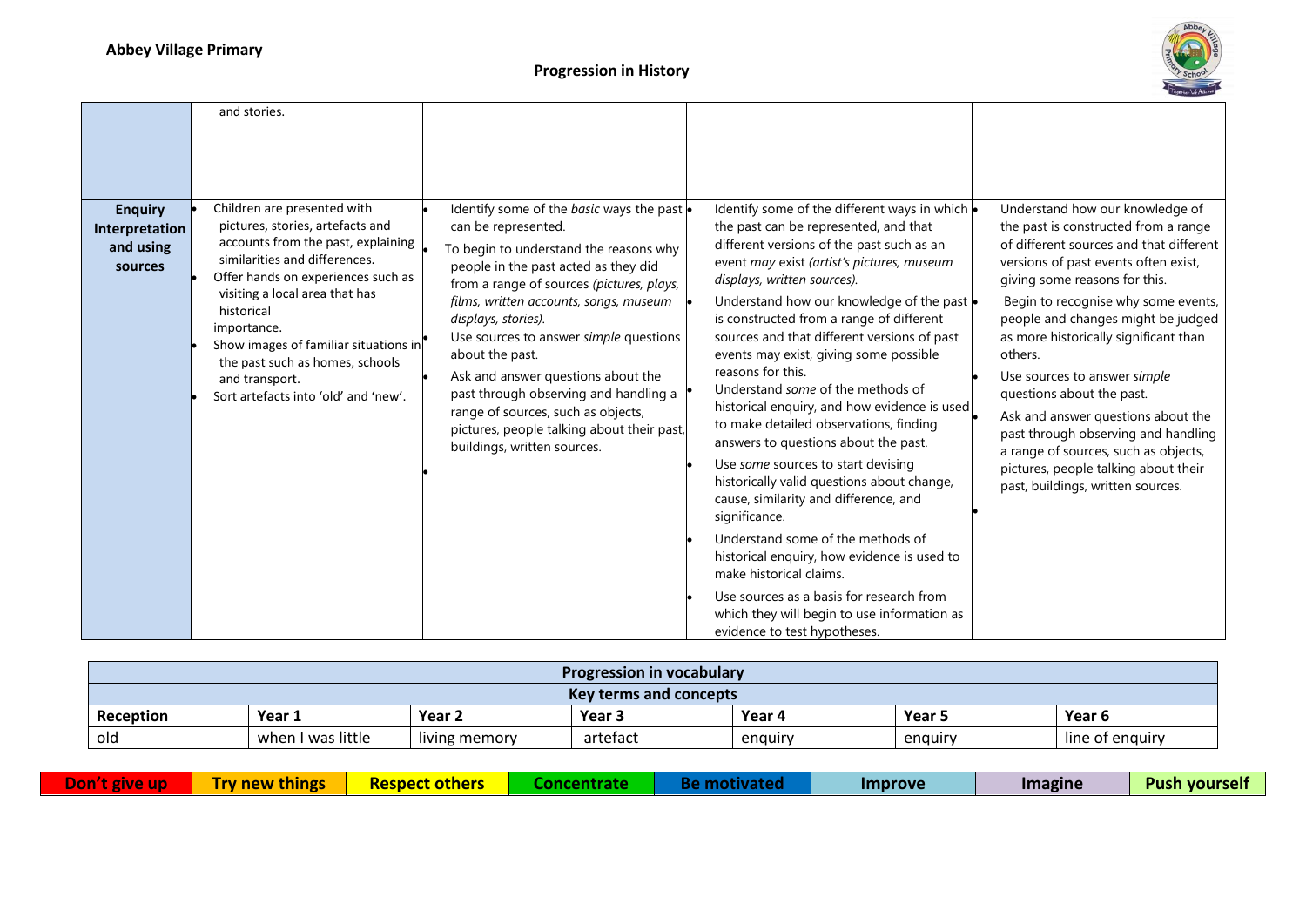## Abbey Village Primary

### Progression in History

| | | | | |
|---|---|---|---|---|
| | and stories. | | | |
| **Enquiry Interpretation and using sources** | • Children are presented with pictures, stories, artefacts and accounts from the past, explaining similarities and differences. • Offer hands on experiences such as visiting a local area that has historical importance. • Show images of familiar situations in the past such as homes, schools and transport. • Sort artefacts into 'old' and 'new'. | • Identify some of the *basic* ways the past can be represented. • To begin to understand the reasons why people in the past acted as they did from a range of sources *(pictures, plays, films, written accounts, songs, museum displays, stories)*. • Use sources to answer *simple* questions about the past. • Ask and answer questions about the past through observing and handling a range of sources, such as objects, pictures, people talking about their past, buildings, written sources. • | • Identify some of the different ways in which the past can be represented, and that different versions of the past such as an event *may* exist *(artist's pictures, museum displays, written sources).* • Understand how our knowledge of the past is constructed from a range of different sources and that different versions of past events may exist, giving some possible reasons for this. • Understand *some* of the methods of historical enquiry, and how evidence is used to make detailed observations, finding answers to questions about the past. • Use *some* sources to start devising historically valid questions about change, cause, similarity and difference, and significance. • Understand some of the methods of historical enquiry, how evidence is used to make historical claims. • Use sources as a basis for research from which they will begin to use information as evidence to test hypotheses. | • Understand how our knowledge of the past is constructed from a range of different sources and that different versions of past events often exist, giving some reasons for this. • Begin to recognise why some events, people and changes might be judged as more historically significant than others. • Use sources to answer *simple* questions about the past. • Ask and answer questions about the past through observing and handling a range of sources, such as objects, pictures, people talking about their past, buildings, written sources. • |

| Progression in vocabulary | | | | | | |
|---|---|---|---|---|---|---|
| **Key terms and concepts** | | | | | | |
| **Reception** | **Year 1** | **Year 2** | **Year 3** | **Year 4** | **Year 5** | **Year 6** |
| old | when I was little | living memory | artefact | enquiry | enquiry | line of enquiry |

| | | | | | | | |
|---|---|---|---|---|---|---|---|
| Don't give up | Try new things | Respect others | Concentrate | Be motivated | Improve | Imagine | Push yourself |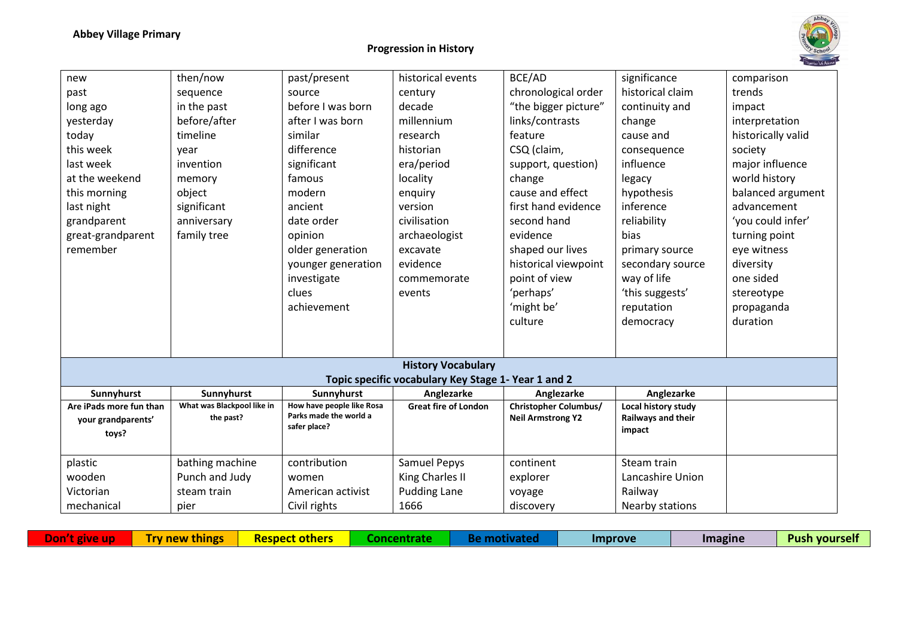**Abbey Village Primary**

**Progression in History**

| | | | | | | |
|---|---|---|---|---|---|---|
| new<br>past<br>long ago<br>yesterday<br>today<br>this week<br>last week<br>at the weekend<br>this morning<br>last night<br>grandparent<br>great-grandparent<br>remember | then/now<br>sequence<br>in the past<br>before/after<br>timeline<br>year<br>invention<br>memory<br>object<br>significant<br>anniversary<br>family tree | past/present<br>source<br>before I was born<br>after I was born<br>similar<br>difference<br>significant<br>famous<br>modern<br>ancient<br>date order<br>opinion<br>older generation<br>younger generation<br>investigate<br>clues<br>achievement | historical events<br>century<br>decade<br>millennium<br>research<br>historian<br>era/period<br>locality<br>enquiry<br>version<br>civilisation<br>archaeologist<br>excavate<br>evidence<br>commemorate<br>events | BCE/AD<br>chronological order<br>"the bigger picture"<br>links/contrasts<br>feature<br>CSQ (claim, support, question)<br>change<br>cause and effect<br>first hand evidence<br>second hand<br>evidence<br>shaped our lives<br>historical viewpoint<br>point of view<br>'perhaps'<br>'might be'<br>culture | significance<br>historical claim<br>continuity and change<br>cause and consequence<br>influence<br>legacy<br>hypothesis<br>inference<br>reliability<br>bias<br>primary source<br>secondary source<br>way of life<br>'this suggests'<br>reputation<br>democracy | comparison<br>trends<br>impact<br>interpretation<br>historically valid<br>society<br>major influence<br>world history<br>balanced argument<br>advancement<br>'you could infer'<br>turning point<br>eye witness<br>diversity<br>one sided<br>stereotype<br>propaganda<br>duration |
| **History Vocabulary**<br>**Topic specific vocabulary Key Stage 1- Year 1 and 2** | | | | | | |
| **Sunnyhurst** | **Sunnyhurst** | **Sunnyhurst** | **Anglezarke** | **Anglezarke** | **Anglezarke** | |
| **Are iPads more fun than your grandparents' toys?** | **What was Blackpool like in the past?** | **How have people like Rosa Parks made the world a safer place?** | **Great fire of London** | **Christopher Columbus/ Neil Armstrong Y2** | **Local history study Railways and their impact** | |
| plastic<br>wooden<br>Victorian<br>mechanical | bathing machine<br>Punch and Judy<br>steam train<br>pier | contribution<br>women<br>American activist<br>Civil rights | Samuel Pepys<br>King Charles II<br>Pudding Lane<br>1666 | continent<br>explorer<br>voyage<br>discovery | Steam train<br>Lancashire Union<br>Railway<br>Nearby stations | |

Don't give up | Try new things | Respect others | Concentrate | Be motivated | Improve | Imagine | Push yourself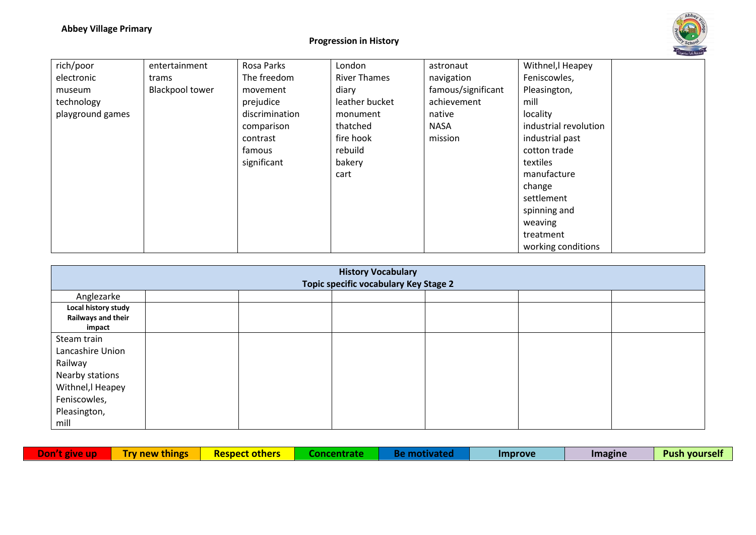**Abbey Village Primary**

**Progression in History**

| | | | | | | |
|---|---|---|---|---|---|---|
| rich/poor<br>electronic<br>museum<br>technology<br>playground games | entertainment<br>trams<br>Blackpool tower | Rosa Parks<br>The freedom movement<br>prejudice<br>discrimination<br>comparison<br>contrast<br>famous<br>significant | London<br>River Thames<br>diary<br>leather bucket<br>monument<br>thatched<br>fire hook<br>rebuild<br>bakery<br>cart | astronaut<br>navigation<br>famous/significant<br>achievement<br>native<br>NASA<br>mission | Withnel,l Heapey<br>Feniscowles,<br>Pleasington,<br>mill<br>locality<br>industrial revolution<br>industrial past<br>cotton trade<br>textiles<br>manufacture<br>change<br>settlement<br>spinning and weaving<br>treatment<br>working conditions | |

| **History Vocabulary<br>Topic specific vocabulary Key Stage 2** | | | | | | |
|---|---|---|---|---|---|---|
| Anglezarke | | | | | | |
| **Local history study<br>Railways and their impact** | | | | | | |
| Steam train<br>Lancashire Union Railway<br>Nearby stations<br>Withnel,l Heapey<br>Feniscowles,<br>Pleasington,<br>mill | | | | | | |

| Don't give up | Try new things | Respect others | Concentrate | Be motivated | Improve | Imagine | Push yourself |
|---|---|---|---|---|---|---|---|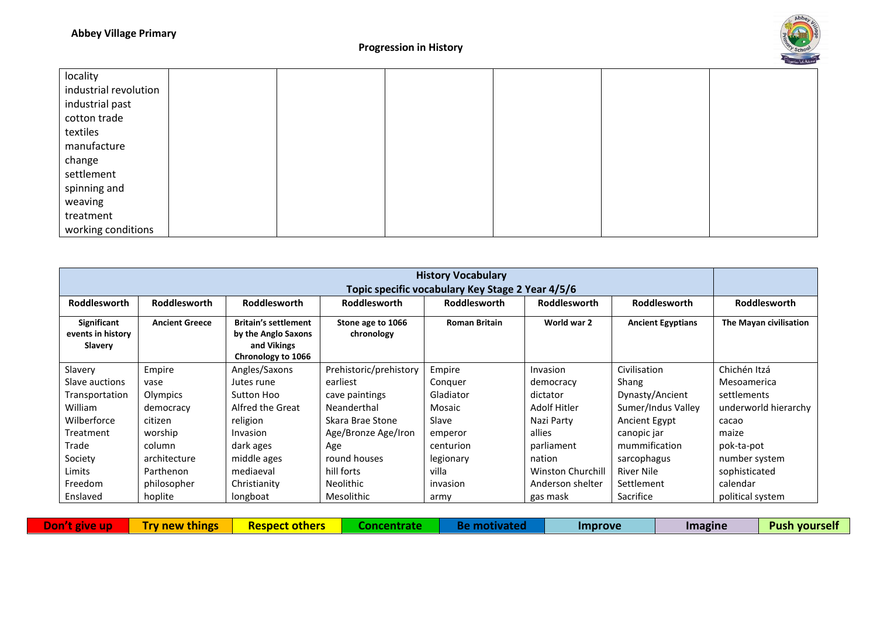**Abbey Village Primary**

**Progression in History**

| | | | | | | |
|---|---|---|---|---|---|---|
| locality<br>industrial revolution<br>industrial past<br>cotton trade<br>textiles<br>manufacture<br>change<br>settlement<br>spinning and weaving<br>treatment<br>working conditions | | | | | | |

| **History Vocabulary<br>Topic specific vocabulary Key Stage 2 Year 4/5/6** | | | | | | | |
|---|---|---|---|---|---|---|---|
| **Roddlesworth** | **Roddlesworth** | **Roddlesworth** | **Roddlesworth** | **Roddlesworth** | **Roddlesworth** | **Roddlesworth** | **Roddlesworth** |
| **Significant events in history Slavery** | **Ancient Greece** | **Britain's settlement by the Anglo Saxons and Vikings Chronology to 1066** | **Stone age to 1066 chronology** | **Roman Britain** | **World war 2** | **Ancient Egyptians** | **The Mayan civilisation** |
| Slavery<br>Slave auctions<br>Transportation<br>William<br>Wilberforce<br>Treatment<br>Trade<br>Society<br>Limits<br>Freedom<br>Enslaved | Empire<br>vase<br>Olympics<br>democracy<br>citizen<br>worship<br>column<br>architecture<br>Parthenon<br>philosopher<br>hoplite | Angles/Saxons<br>Jutes rune<br>Sutton Hoo<br>Alfred the Great<br>religion<br>Invasion<br>dark ages<br>middle ages<br>mediaeval<br>Christianity<br>longboat | Prehistoric/prehistory<br>earliest<br>cave paintings<br>Neanderthal<br>Skara Brae Stone<br>Age/Bronze Age/Iron<br>Age<br>round houses<br>hill forts<br>Neolithic<br>Mesolithic | Empire<br>Conquer<br>Gladiator<br>Mosaic<br>Slave<br>emperor<br>centurion<br>legionary<br>villa<br>invasion<br>army | Invasion<br>democracy<br>dictator<br>Adolf Hitler<br>Nazi Party<br>allies<br>parliament<br>nation<br>Winston Churchill<br>Anderson shelter<br>gas mask | Civilisation<br>Shang<br>Dynasty/Ancient<br>Sumer/Indus Valley<br>Ancient Egypt<br>canopic jar<br>mummification<br>sarcophagus<br>River Nile<br>Settlement<br>Sacrifice | Chichén Itzá<br>Mesoamerica<br>settlements<br>underworld hierarchy<br>cacao<br>maize<br>pok-ta-pot<br>number system<br>sophisticated<br>calendar<br>political system |

| Don't give up | Try new things | Respect others | Concentrate | Be motivated | Improve | Imagine | Push yourself |
|---|---|---|---|---|---|---|---|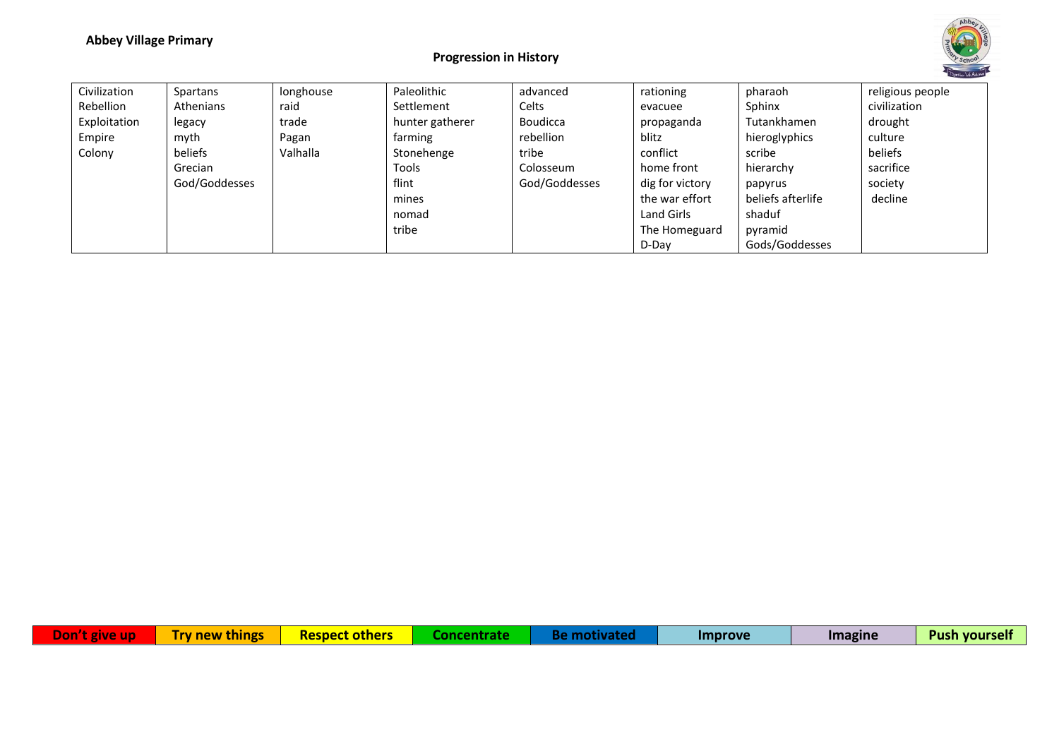**Abbey Village Primary**

**Progression in History**

| | | | | | | | |
|---|---|---|---|---|---|---|---|
| Civilization<br>Rebellion<br>Exploitation<br>Empire<br>Colony | Spartans<br>Athenians<br>legacy<br>myth<br>beliefs<br>Grecian<br>God/Goddesses | longhouse<br>raid<br>trade<br>Pagan<br>Valhalla | Paleolithic<br>Settlement<br>hunter gatherer<br>farming<br>Stonehenge<br>Tools<br>flint<br>mines<br>nomad<br>tribe | advanced<br>Celts<br>Boudicca<br>rebellion<br>tribe<br>Colosseum<br>God/Goddesses | rationing<br>evacuee<br>propaganda<br>blitz<br>conflict<br>home front<br>dig for victory<br>the war effort<br>Land Girls<br>The Homeguard<br>D-Day | pharaoh<br>Sphinx<br>Tutankhamen<br>hieroglyphics<br>scribe<br>hierarchy<br>papyrus<br>beliefs afterlife<br>shaduf<br>pyramid<br>Gods/Goddesses | religious people<br>civilization<br>drought<br>culture<br>beliefs<br>sacrifice<br>society<br>decline |

| Don't give up | Try new things | Respect others | Concentrate | Be motivated | Improve | Imagine | Push yourself |
|---|---|---|---|---|---|---|---|